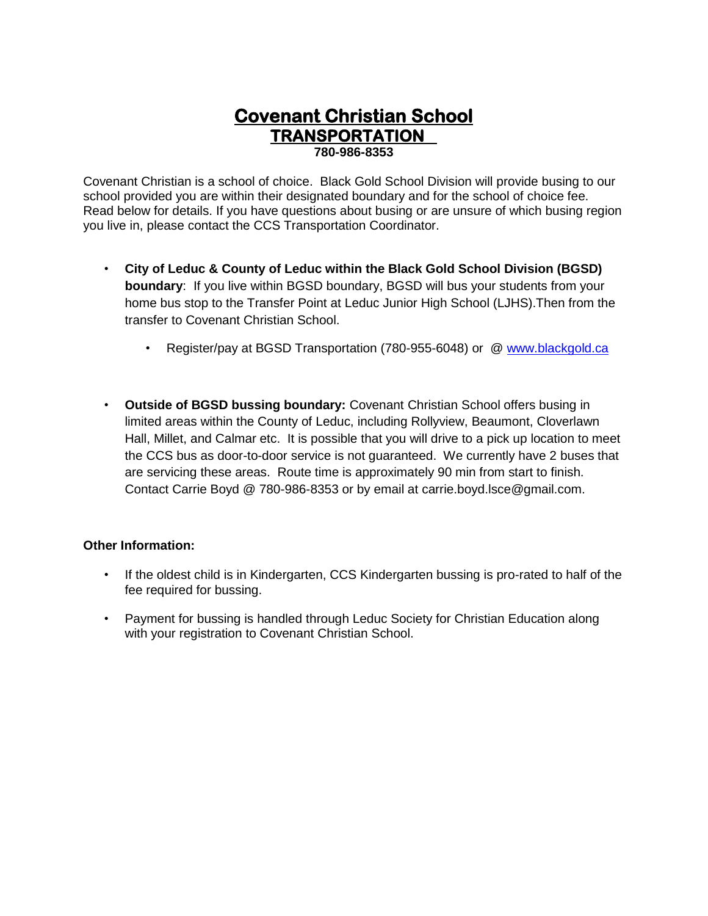# Covenant Christian School

## TRANSPORTATION

**780-986-8353**

Covenant Christian is a school of choice. Black Gold School Division will provide busing to our school provided you are within their designated boundary and for the school of choice fee. Read below for details. If you have questions about busing or are unsure of which busing region you live in, please contact the CCS Transportation Coordinator.

- **City of Leduc & County of Leduc within the Black Gold School Division (BGSD) boundary**: If you live within BGSD boundary, BGSD will bus your students from your home bus stop to the Transfer Point at Leduc Junior High School (LJHS).Then from the transfer to Covenant Christian School.
  - Register/pay at BGSD Transportation (780-955-6048) or @ [www.blackgold.ca](http://www.blackgold.ca)

- **Outside of BGSD bussing boundary:** Covenant Christian School offers busing in limited areas within the County of Leduc, including Rollyview, Beaumont, Cloverlawn Hall, Millet, and Calmar etc. It is possible that you will drive to a pick up location to meet the CCS bus as door-to-door service is not guaranteed. We currently have 2 buses that are servicing these areas. Route time is approximately 90 min from start to finish. Contact Carrie Boyd @ 780-986-8353 or by email at carrie.boyd.lsce@gmail.com.

**Other Information:**

- If the oldest child is in Kindergarten, CCS Kindergarten bussing is pro-rated to half of the fee required for bussing.
- Payment for bussing is handled through Leduc Society for Christian Education along with your registration to Covenant Christian School.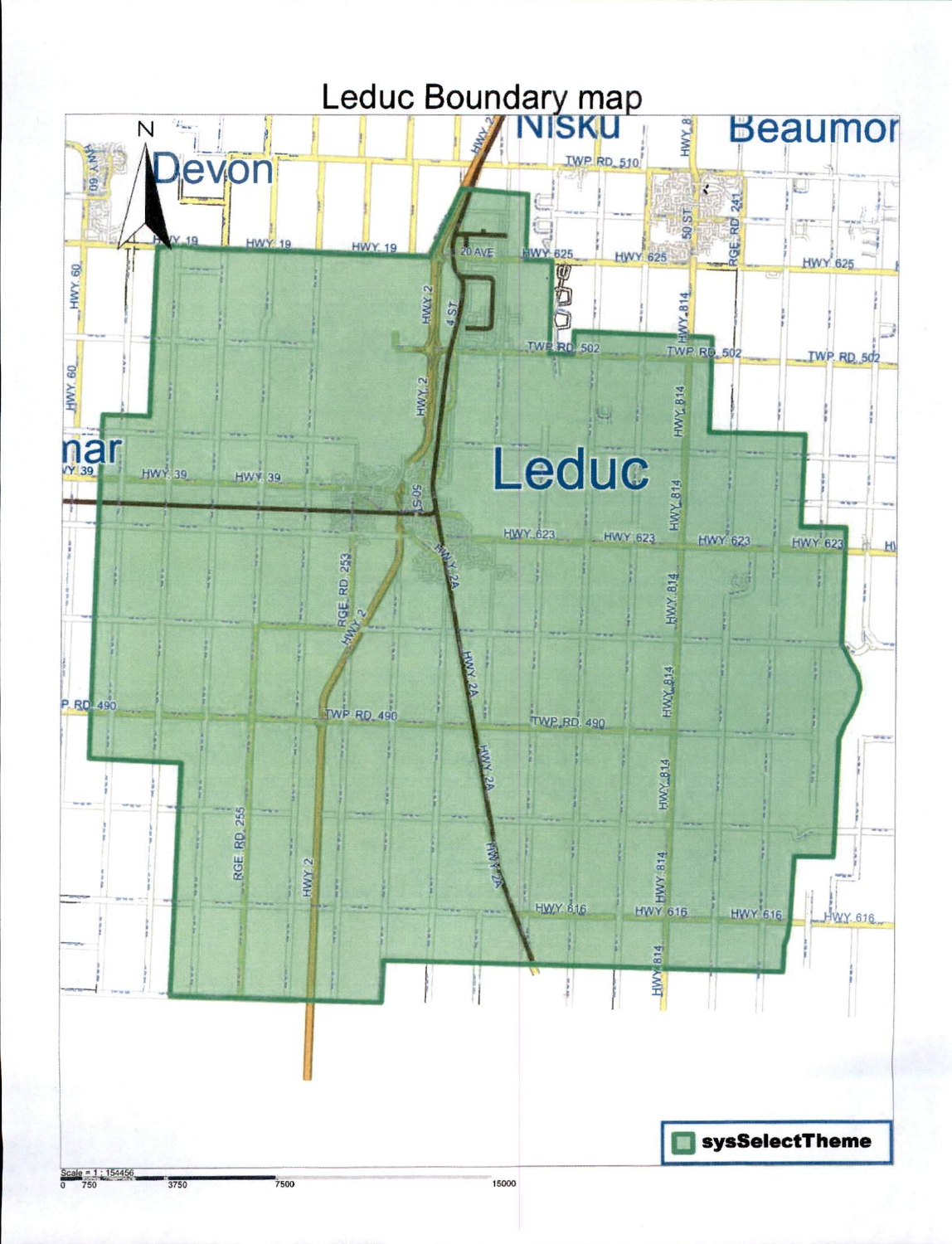# Leduc Boundary map

Scale = 1 : 154456

0 750 3750 7500 15000

sysSelectTheme